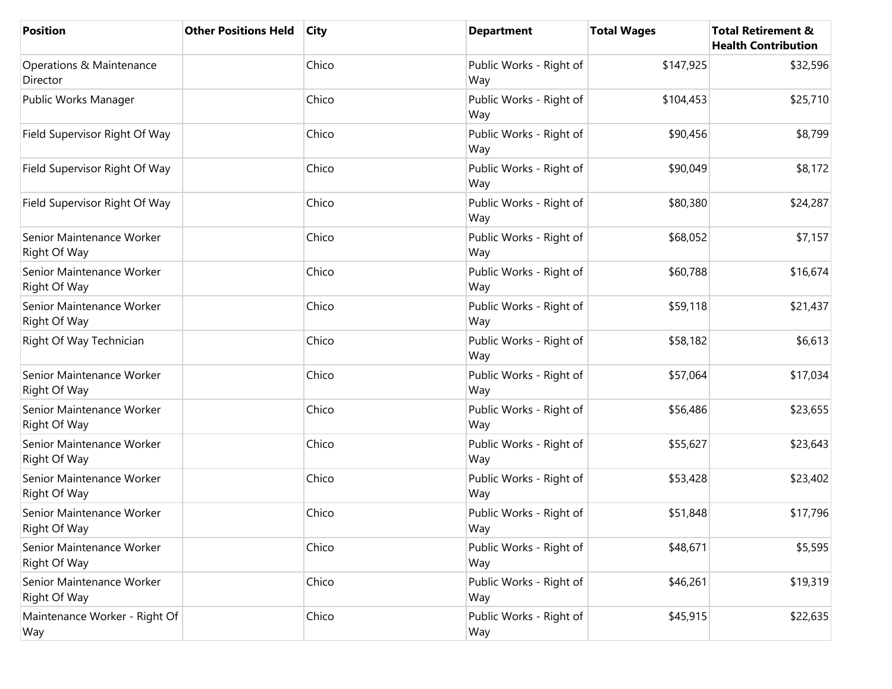| Position | Other Positions Held | City | Department | Total Wages | Total Retirement & Health Contribution |
|---|---|---|---|---|---|
| Operations & Maintenance Director | | Chico | Public Works - Right of Way | $147,925 | $32,596 |
| Public Works Manager | | Chico | Public Works - Right of Way | $104,453 | $25,710 |
| Field Supervisor Right Of Way | | Chico | Public Works - Right of Way | $90,456 | $8,799 |
| Field Supervisor Right Of Way | | Chico | Public Works - Right of Way | $90,049 | $8,172 |
| Field Supervisor Right Of Way | | Chico | Public Works - Right of Way | $80,380 | $24,287 |
| Senior Maintenance Worker Right Of Way | | Chico | Public Works - Right of Way | $68,052 | $7,157 |
| Senior Maintenance Worker Right Of Way | | Chico | Public Works - Right of Way | $60,788 | $16,674 |
| Senior Maintenance Worker Right Of Way | | Chico | Public Works - Right of Way | $59,118 | $21,437 |
| Right Of Way Technician | | Chico | Public Works - Right of Way | $58,182 | $6,613 |
| Senior Maintenance Worker Right Of Way | | Chico | Public Works - Right of Way | $57,064 | $17,034 |
| Senior Maintenance Worker Right Of Way | | Chico | Public Works - Right of Way | $56,486 | $23,655 |
| Senior Maintenance Worker Right Of Way | | Chico | Public Works - Right of Way | $55,627 | $23,643 |
| Senior Maintenance Worker Right Of Way | | Chico | Public Works - Right of Way | $53,428 | $23,402 |
| Senior Maintenance Worker Right Of Way | | Chico | Public Works - Right of Way | $51,848 | $17,796 |
| Senior Maintenance Worker Right Of Way | | Chico | Public Works - Right of Way | $48,671 | $5,595 |
| Senior Maintenance Worker Right Of Way | | Chico | Public Works - Right of Way | $46,261 | $19,319 |
| Maintenance Worker - Right Of Way | | Chico | Public Works - Right of Way | $45,915 | $22,635 |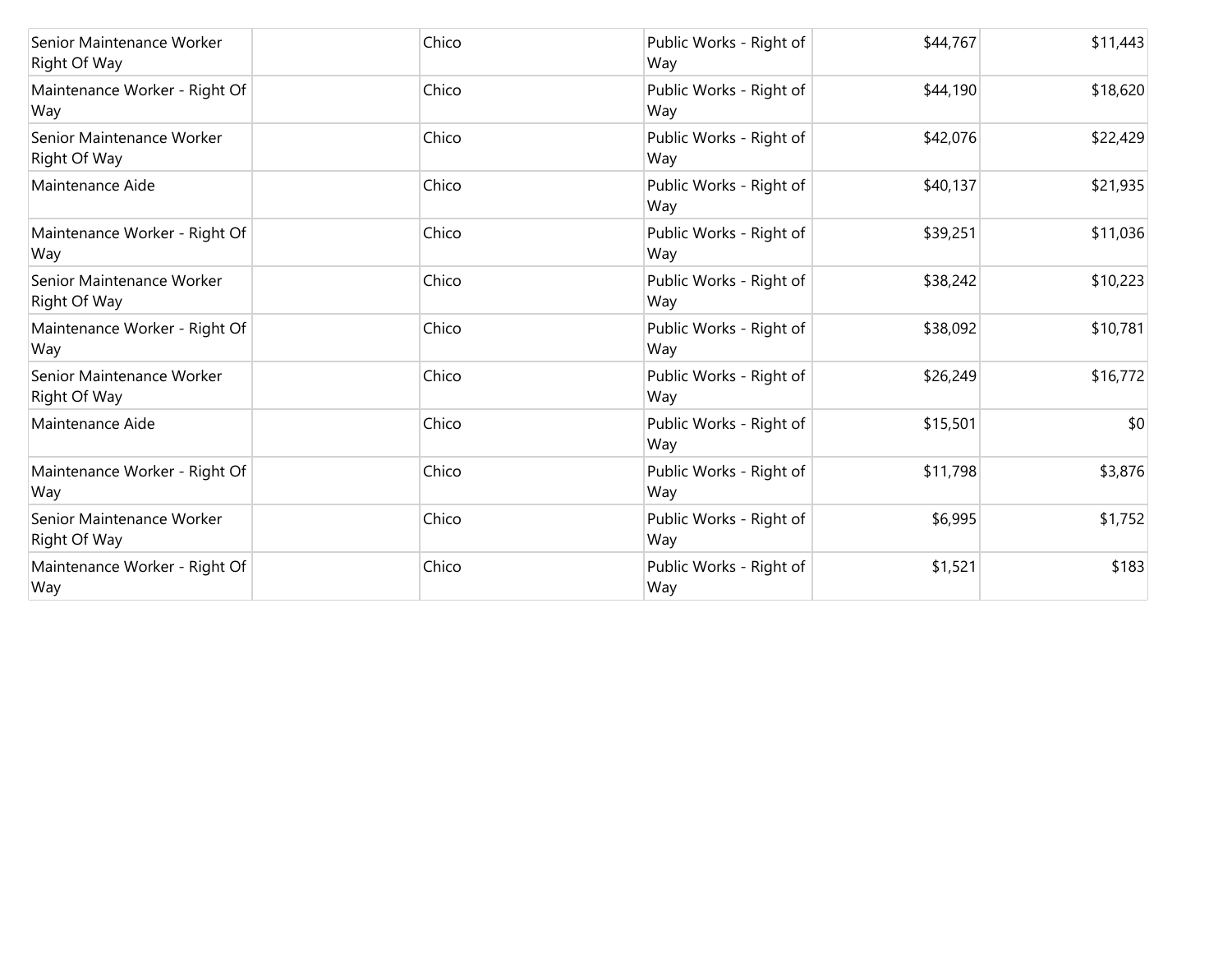| | | | | | |
|---|---|---|---|---|---|
| Senior Maintenance Worker Right Of Way | | Chico | Public Works - Right of Way | $44,767 | $11,443 |
| Maintenance Worker - Right Of Way | | Chico | Public Works - Right of Way | $44,190 | $18,620 |
| Senior Maintenance Worker Right Of Way | | Chico | Public Works - Right of Way | $42,076 | $22,429 |
| Maintenance Aide | | Chico | Public Works - Right of Way | $40,137 | $21,935 |
| Maintenance Worker - Right Of Way | | Chico | Public Works - Right of Way | $39,251 | $11,036 |
| Senior Maintenance Worker Right Of Way | | Chico | Public Works - Right of Way | $38,242 | $10,223 |
| Maintenance Worker - Right Of Way | | Chico | Public Works - Right of Way | $38,092 | $10,781 |
| Senior Maintenance Worker Right Of Way | | Chico | Public Works - Right of Way | $26,249 | $16,772 |
| Maintenance Aide | | Chico | Public Works - Right of Way | $15,501 | $0 |
| Maintenance Worker - Right Of Way | | Chico | Public Works - Right of Way | $11,798 | $3,876 |
| Senior Maintenance Worker Right Of Way | | Chico | Public Works - Right of Way | $6,995 | $1,752 |
| Maintenance Worker - Right Of Way | | Chico | Public Works - Right of Way | $1,521 | $183 |